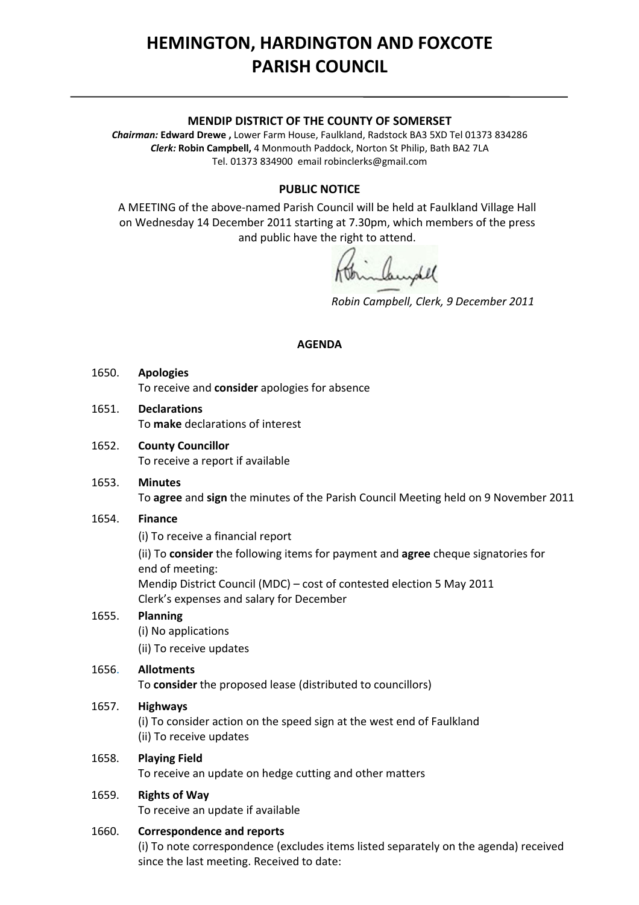# HEMINGTON, HARDINGTON AND FOXCOTE PARISH COUNCIL

---

**MENDIP DISTRICT OF THE COUNTY OF SOMERSET**

***Chairman:*** **Edward Drewe ,** Lower Farm House, Faulkland, Radstock BA3 5XD Tel 01373 834286
***Clerk:*** **Robin Campbell,** 4 Monmouth Paddock, Norton St Philip, Bath BA2 7LA
Tel. 01373 834900 email robinclerks@gmail.com

**PUBLIC NOTICE**

A MEETING of the above-named Parish Council will be held at Faulkland Village Hall on Wednesday 14 December 2011 starting at 7.30pm, which members of the press and public have the right to attend.

*Robin Campbell, Clerk, 9 December 2011*

**AGENDA**

1650. **Apologies**
To receive and **consider** apologies for absence

1651. **Declarations**
To **make** declarations of interest

1652. **County Councillor**
To receive a report if available

1653. **Minutes**
To **agree** and **sign** the minutes of the Parish Council Meeting held on 9 November 2011

1654. **Finance**
(i) To receive a financial report
(ii) To **consider** the following items for payment and **agree** cheque signatories for end of meeting:
Mendip District Council (MDC) – cost of contested election 5 May 2011
Clerk's expenses and salary for December

1655. **Planning**
(i) No applications
(ii) To receive updates

1656. **Allotments**
To **consider** the proposed lease (distributed to councillors)

1657. **Highways**
(i) To consider action on the speed sign at the west end of Faulkland
(ii) To receive updates

1658. **Playing Field**
To receive an update on hedge cutting and other matters

1659. **Rights of Way**
To receive an update if available

1660. **Correspondence and reports**
(i) To note correspondence (excludes items listed separately on the agenda) received since the last meeting. Received to date: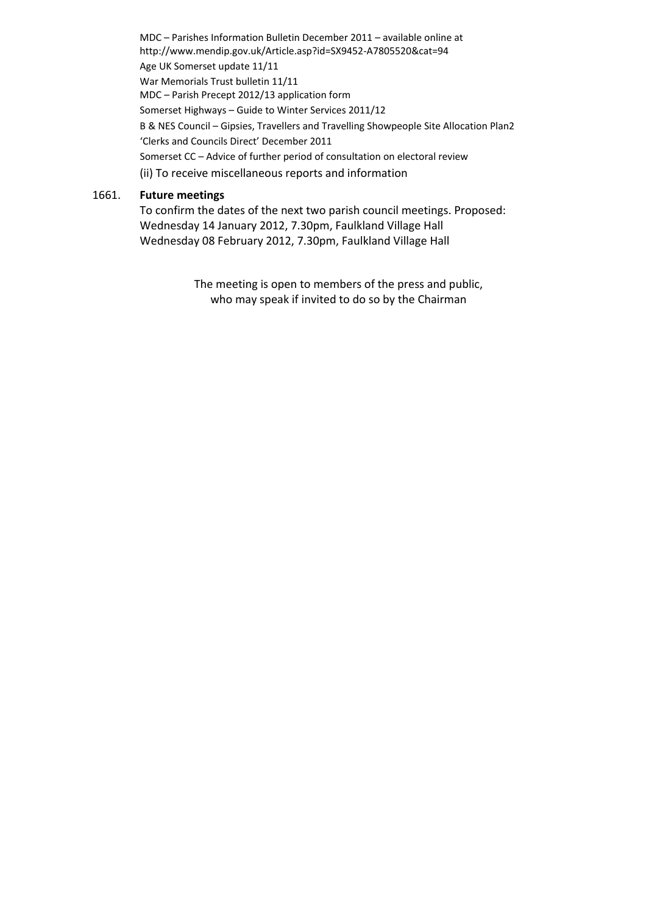MDC – Parishes Information Bulletin December 2011 – available online at http://www.mendip.gov.uk/Article.asp?id=SX9452-A7805520&cat=94

Age UK Somerset update 11/11

War Memorials Trust bulletin 11/11

MDC – Parish Precept 2012/13 application form

Somerset Highways – Guide to Winter Services 2011/12

B & NES Council – Gipsies, Travellers and Travelling Showpeople Site Allocation Plan2

'Clerks and Councils Direct' December 2011

Somerset CC – Advice of further period of consultation on electoral review

(ii) To receive miscellaneous reports and information

1661. **Future meetings**

To confirm the dates of the next two parish council meetings. Proposed:
Wednesday 14 January 2012, 7.30pm, Faulkland Village Hall
Wednesday 08 February 2012, 7.30pm, Faulkland Village Hall

The meeting is open to members of the press and public, who may speak if invited to do so by the Chairman